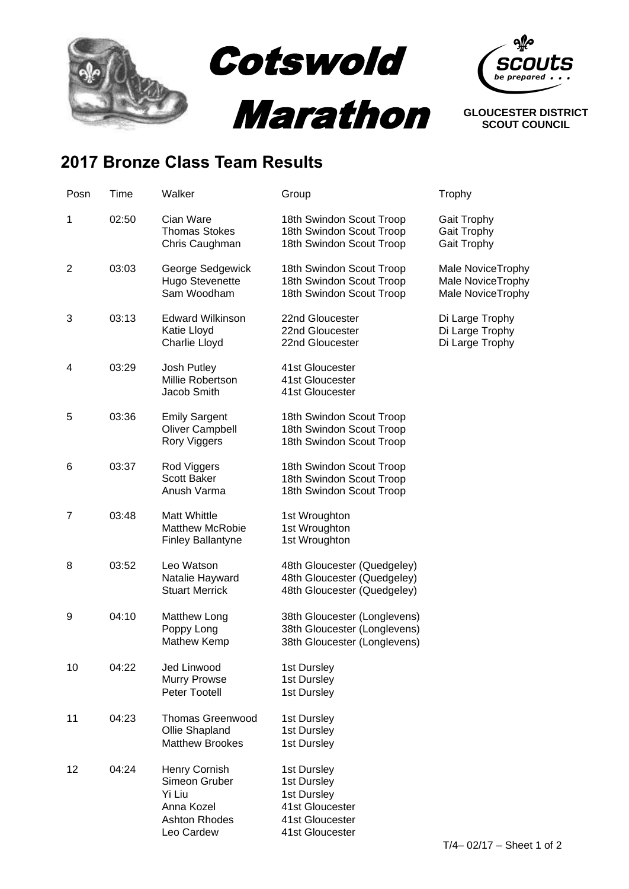# Cotswold Marathon

GLOUCESTER DISTRICT SCOUT COUNCIL

## 2017 Bronze Class Team Results

| Posn | Time | Walker | Group | Trophy |
|---|---|---|---|---|
| 1 | 02:50 | Cian Ware | 18th Swindon Scout Troop | Gait Trophy |
| | | Thomas Stokes | 18th Swindon Scout Troop | Gait Trophy |
| | | Chris Caughman | 18th Swindon Scout Troop | Gait Trophy |
| 2 | 03:03 | George Sedgewick | 18th Swindon Scout Troop | Male NoviceTrophy |
| | | Hugo Stevenette | 18th Swindon Scout Troop | Male NoviceTrophy |
| | | Sam Woodham | 18th Swindon Scout Troop | Male NoviceTrophy |
| 3 | 03:13 | Edward Wilkinson | 22nd Gloucester | Di Large Trophy |
| | | Katie Lloyd | 22nd Gloucester | Di Large Trophy |
| | | Charlie Lloyd | 22nd Gloucester | Di Large Trophy |
| 4 | 03:29 | Josh Putley | 41st Gloucester | |
| | | Millie Robertson | 41st Gloucester | |
| | | Jacob Smith | 41st Gloucester | |
| 5 | 03:36 | Emily Sargent | 18th Swindon Scout Troop | |
| | | Oliver Campbell | 18th Swindon Scout Troop | |
| | | Rory Viggers | 18th Swindon Scout Troop | |
| 6 | 03:37 | Rod Viggers | 18th Swindon Scout Troop | |
| | | Scott Baker | 18th Swindon Scout Troop | |
| | | Anush Varma | 18th Swindon Scout Troop | |
| 7 | 03:48 | Matt Whittle | 1st Wroughton | |
| | | Matthew McRobie | 1st Wroughton | |
| | | Finley Ballantyne | 1st Wroughton | |
| 8 | 03:52 | Leo Watson | 48th Gloucester (Quedgeley) | |
| | | Natalie Hayward | 48th Gloucester (Quedgeley) | |
| | | Stuart Merrick | 48th Gloucester (Quedgeley) | |
| 9 | 04:10 | Matthew Long | 38th Gloucester (Longlevens) | |
| | | Poppy Long | 38th Gloucester (Longlevens) | |
| | | Mathew Kemp | 38th Gloucester (Longlevens) | |
| 10 | 04:22 | Jed Linwood | 1st Dursley | |
| | | Murry Prowse | 1st Dursley | |
| | | Peter Tootell | 1st Dursley | |
| 11 | 04:23 | Thomas Greenwood | 1st Dursley | |
| | | Ollie Shapland | 1st Dursley | |
| | | Matthew Brookes | 1st Dursley | |
| 12 | 04:24 | Henry Cornish | 1st Dursley | |
| | | Simeon Gruber | 1st Dursley | |
| | | Yi Liu | 1st Dursley | |
| | | Anna Kozel | 41st Gloucester | |
| | | Ashton Rhodes | 41st Gloucester | |
| | | Leo Cardew | 41st Gloucester | |

T/4– 02/17 – Sheet 1 of 2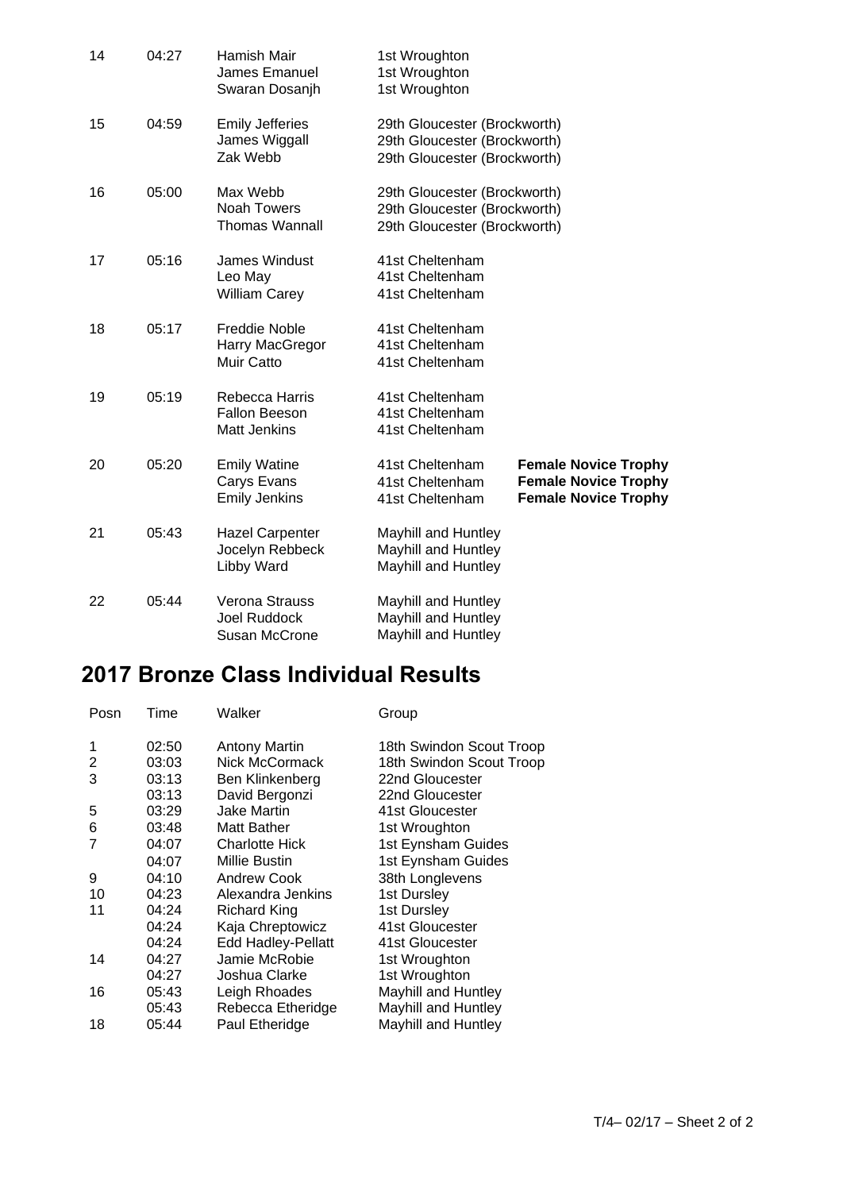| | | | | |
|---|---|---|---|---|
| 14 | 04:27 | Hamish Mair | 1st Wroughton | |
| | | James Emanuel | 1st Wroughton | |
| | | Swaran Dosanjh | 1st Wroughton | |
| 15 | 04:59 | Emily Jefferies | 29th Gloucester (Brockworth) | |
| | | James Wiggall | 29th Gloucester (Brockworth) | |
| | | Zak Webb | 29th Gloucester (Brockworth) | |
| 16 | 05:00 | Max Webb | 29th Gloucester (Brockworth) | |
| | | Noah Towers | 29th Gloucester (Brockworth) | |
| | | Thomas Wannall | 29th Gloucester (Brockworth) | |
| 17 | 05:16 | James Windust | 41st Cheltenham | |
| | | Leo May | 41st Cheltenham | |
| | | William Carey | 41st Cheltenham | |
| 18 | 05:17 | Freddie Noble | 41st Cheltenham | |
| | | Harry MacGregor | 41st Cheltenham | |
| | | Muir Catto | 41st Cheltenham | |
| 19 | 05:19 | Rebecca Harris | 41st Cheltenham | |
| | | Fallon Beeson | 41st Cheltenham | |
| | | Matt Jenkins | 41st Cheltenham | |
| 20 | 05:20 | Emily Watine | 41st Cheltenham | **Female Novice Trophy** |
| | | Carys Evans | 41st Cheltenham | **Female Novice Trophy** |
| | | Emily Jenkins | 41st Cheltenham | **Female Novice Trophy** |
| 21 | 05:43 | Hazel Carpenter | Mayhill and Huntley | |
| | | Jocelyn Rebbeck | Mayhill and Huntley | |
| | | Libby Ward | Mayhill and Huntley | |
| 22 | 05:44 | Verona Strauss | Mayhill and Huntley | |
| | | Joel Ruddock | Mayhill and Huntley | |
| | | Susan McCrone | Mayhill and Huntley | |

## 2017 Bronze Class Individual Results

| Posn | Time | Walker | Group |
|---|---|---|---|
| 1 | 02:50 | Antony Martin | 18th Swindon Scout Troop |
| 2 | 03:03 | Nick McCormack | 18th Swindon Scout Troop |
| 3 | 03:13 | Ben Klinkenberg | 22nd Gloucester |
| | 03:13 | David Bergonzi | 22nd Gloucester |
| 5 | 03:29 | Jake Martin | 41st Gloucester |
| 6 | 03:48 | Matt Bather | 1st Wroughton |
| 7 | 04:07 | Charlotte Hick | 1st Eynsham Guides |
| | 04:07 | Millie Bustin | 1st Eynsham Guides |
| 9 | 04:10 | Andrew Cook | 38th Longlevens |
| 10 | 04:23 | Alexandra Jenkins | 1st Dursley |
| 11 | 04:24 | Richard King | 1st Dursley |
| | 04:24 | Kaja Chreptowicz | 41st Gloucester |
| | 04:24 | Edd Hadley-Pellatt | 41st Gloucester |
| 14 | 04:27 | Jamie McRobie | 1st Wroughton |
| | 04:27 | Joshua Clarke | 1st Wroughton |
| 16 | 05:43 | Leigh Rhoades | Mayhill and Huntley |
| | 05:43 | Rebecca Etheridge | Mayhill and Huntley |
| 18 | 05:44 | Paul Etheridge | Mayhill and Huntley |

T/4– 02/17 – Sheet 2 of 2